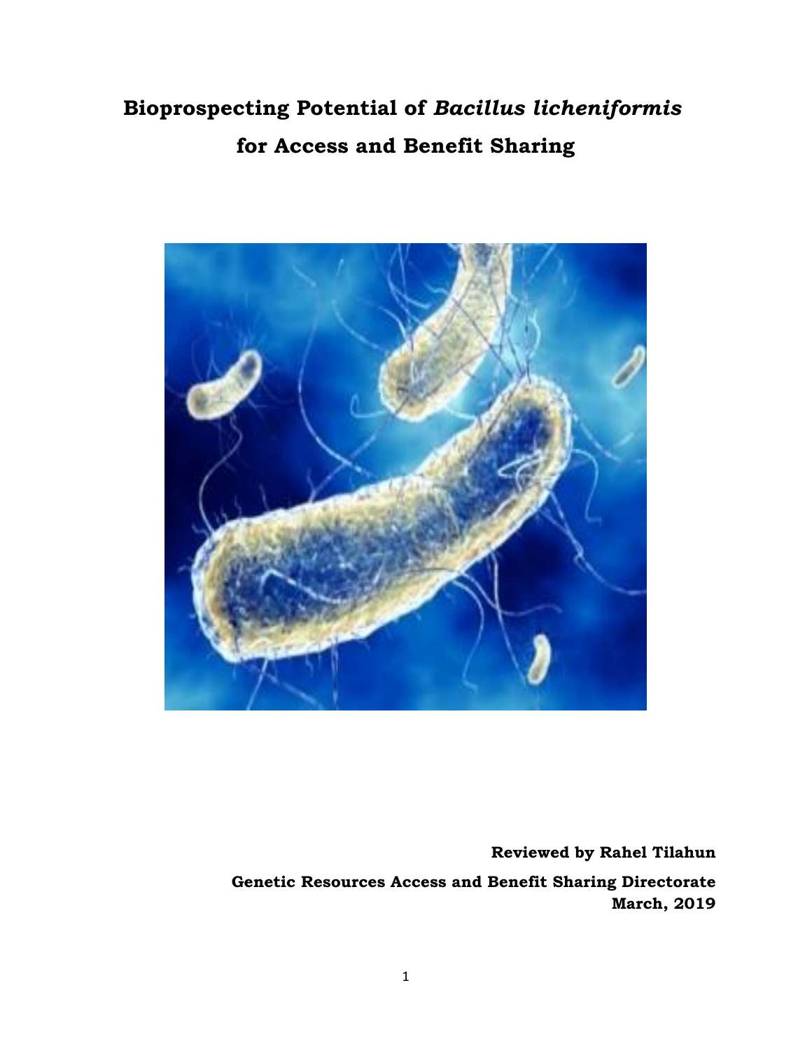# Bioprospecting Potential of *Bacillus licheniformis* for Access and Benefit Sharing

**Reviewed by Rahel Tilahun**

**Genetic Resources Access and Benefit Sharing Directorate**

**March, 2019**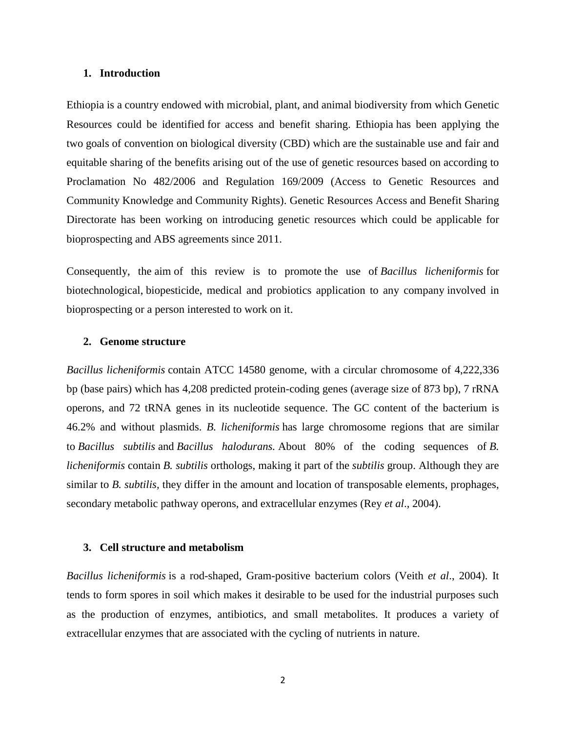## 1. Introduction

Ethiopia is a country endowed with microbial, plant, and animal biodiversity from which Genetic Resources could be identified for access and benefit sharing. Ethiopia has been applying the two goals of convention on biological diversity (CBD) which are the sustainable use and fair and equitable sharing of the benefits arising out of the use of genetic resources based on according to Proclamation No 482/2006 and Regulation 169/2009 (Access to Genetic Resources and Community Knowledge and Community Rights). Genetic Resources Access and Benefit Sharing Directorate has been working on introducing genetic resources which could be applicable for bioprospecting and ABS agreements since 2011.

Consequently, the aim of this review is to promote the use of *Bacillus licheniformis* for biotechnological, biopesticide, medical and probiotics application to any company involved in bioprospecting or a person interested to work on it.

## 2. Genome structure

*Bacillus licheniformis* contain ATCC 14580 genome, with a circular chromosome of 4,222,336 bp (base pairs) which has 4,208 predicted protein-coding genes (average size of 873 bp), 7 rRNA operons, and 72 tRNA genes in its nucleotide sequence. The GC content of the bacterium is 46.2% and without plasmids. *B. licheniformis* has large chromosome regions that are similar to *Bacillus subtilis* and *Bacillus halodurans.* About 80% of the coding sequences of *B. licheniformis* contain *B. subtilis* orthologs, making it part of the *subtilis* group. Although they are similar to *B. subtilis,* they differ in the amount and location of transposable elements, prophages, secondary metabolic pathway operons, and extracellular enzymes (Rey *et al*., 2004).

## 3. Cell structure and metabolism

*Bacillus licheniformis* is a rod-shaped, Gram-positive bacterium colors (Veith *et al*., 2004). It tends to form spores in soil which makes it desirable to be used for the industrial purposes such as the production of enzymes, antibiotics, and small metabolites. It produces a variety of extracellular enzymes that are associated with the cycling of nutrients in nature.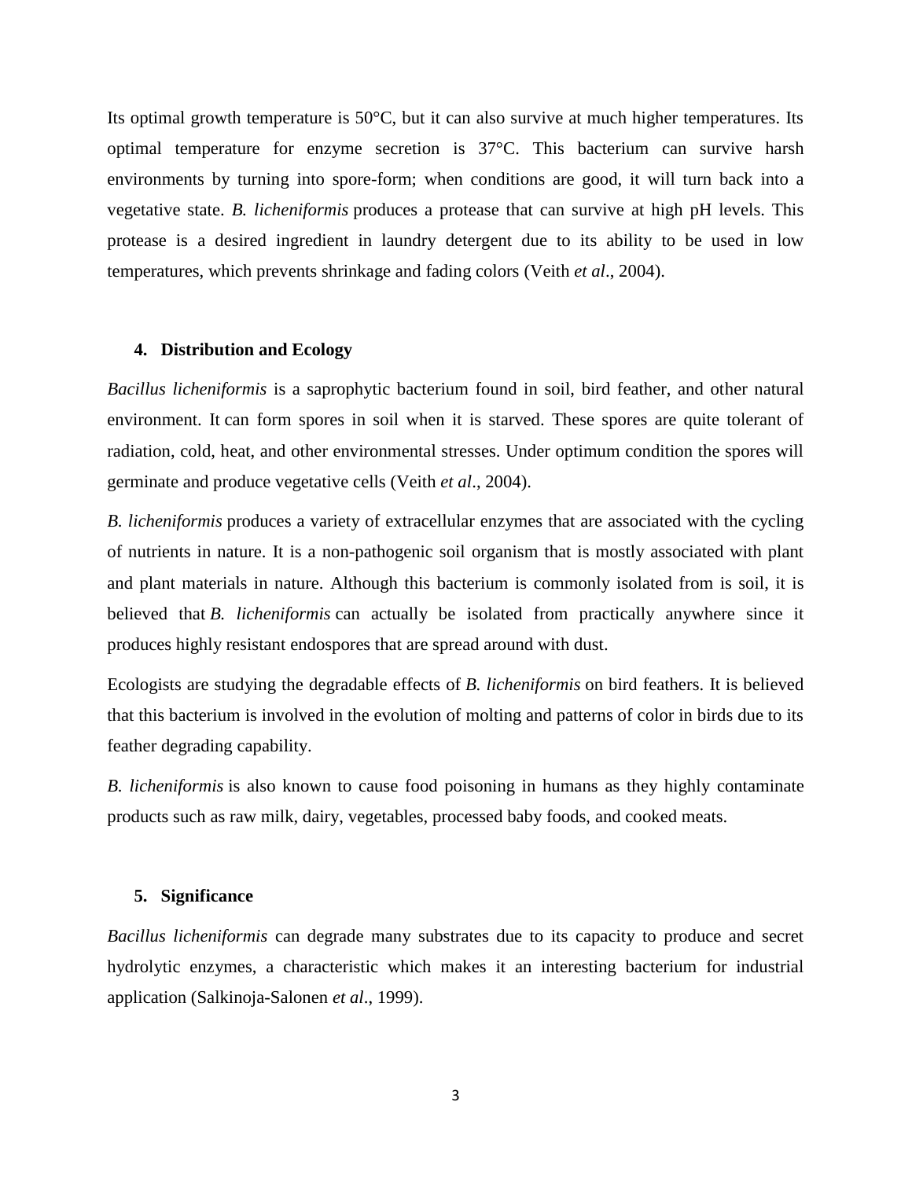Its optimal growth temperature is 50°C, but it can also survive at much higher temperatures. Its optimal temperature for enzyme secretion is 37°C. This bacterium can survive harsh environments by turning into spore-form; when conditions are good, it will turn back into a vegetative state. *B. licheniformis* produces a protease that can survive at high pH levels. This protease is a desired ingredient in laundry detergent due to its ability to be used in low temperatures, which prevents shrinkage and fading colors (Veith *et al*., 2004).

## 4. Distribution and Ecology

*Bacillus licheniformis* is a saprophytic bacterium found in soil, bird feather, and other natural environment. It can form spores in soil when it is starved. These spores are quite tolerant of radiation, cold, heat, and other environmental stresses. Under optimum condition the spores will germinate and produce vegetative cells (Veith *et al*., 2004).

*B. licheniformis* produces a variety of extracellular enzymes that are associated with the cycling of nutrients in nature. It is a non-pathogenic soil organism that is mostly associated with plant and plant materials in nature. Although this bacterium is commonly isolated from is soil, it is believed that *B. licheniformis* can actually be isolated from practically anywhere since it produces highly resistant endospores that are spread around with dust.

Ecologists are studying the degradable effects of *B. licheniformis* on bird feathers. It is believed that this bacterium is involved in the evolution of molting and patterns of color in birds due to its feather degrading capability.

*B. licheniformis* is also known to cause food poisoning in humans as they highly contaminate products such as raw milk, dairy, vegetables, processed baby foods, and cooked meats.

## 5. Significance

*Bacillus licheniformis* can degrade many substrates due to its capacity to produce and secret hydrolytic enzymes, a characteristic which makes it an interesting bacterium for industrial application (Salkinoja-Salonen *et al*., 1999).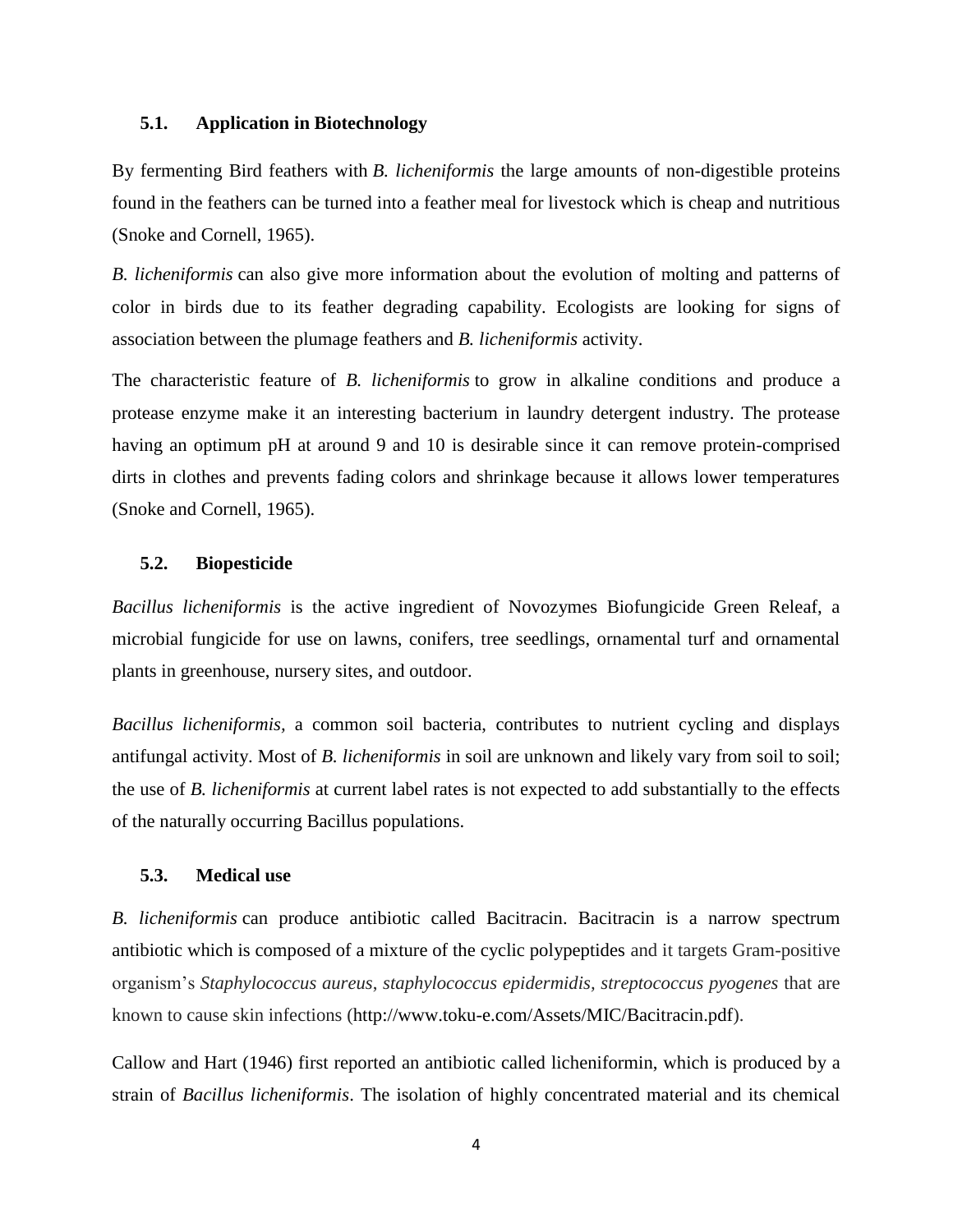### 5.1. Application in Biotechnology

By fermenting Bird feathers with *B. licheniformis* the large amounts of non-digestible proteins found in the feathers can be turned into a feather meal for livestock which is cheap and nutritious (Snoke and Cornell, 1965).

*B. licheniformis* can also give more information about the evolution of molting and patterns of color in birds due to its feather degrading capability. Ecologists are looking for signs of association between the plumage feathers and *B. licheniformis* activity.

The characteristic feature of *B. licheniformis* to grow in alkaline conditions and produce a protease enzyme make it an interesting bacterium in laundry detergent industry. The protease having an optimum pH at around 9 and 10 is desirable since it can remove protein-comprised dirts in clothes and prevents fading colors and shrinkage because it allows lower temperatures (Snoke and Cornell, 1965).

### 5.2. Biopesticide

*Bacillus licheniformis* is the active ingredient of Novozymes Biofungicide Green Releaf, a microbial fungicide for use on lawns, conifers, tree seedlings, ornamental turf and ornamental plants in greenhouse, nursery sites, and outdoor.

*Bacillus licheniformis*, a common soil bacteria, contributes to nutrient cycling and displays antifungal activity. Most of *B. licheniformis* in soil are unknown and likely vary from soil to soil; the use of *B. licheniformis* at current label rates is not expected to add substantially to the effects of the naturally occurring Bacillus populations.

### 5.3. Medical use

*B. licheniformis* can produce antibiotic called Bacitracin. Bacitracin is a narrow spectrum antibiotic which is composed of a mixture of the cyclic polypeptides and it targets Gram-positive organism's *Staphylococcus aureus*, *staphylococcus epidermidis*, *streptococcus pyogenes* that are known to cause skin infections (http://www.toku-e.com/Assets/MIC/Bacitracin.pdf).

Callow and Hart (1946) first reported an antibiotic called licheniformin, which is produced by a strain of *Bacillus licheniformis*. The isolation of highly concentrated material and its chemical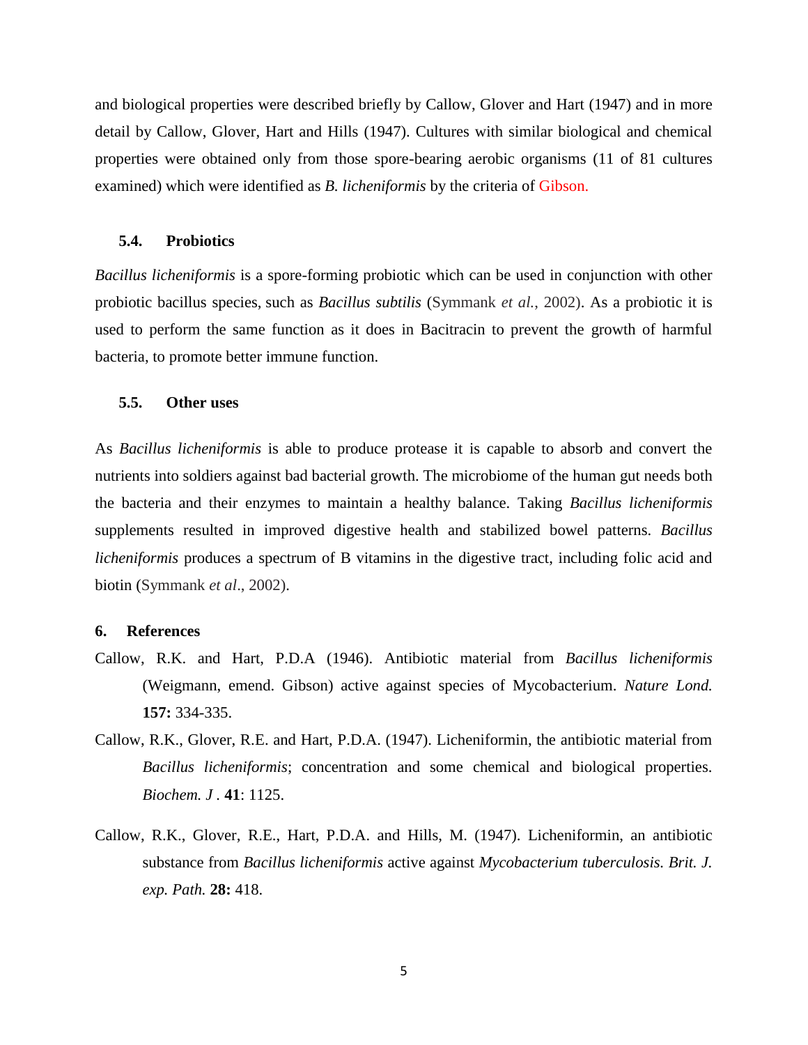and biological properties were described briefly by Callow, Glover and Hart (1947) and in more detail by Callow, Glover, Hart and Hills (1947). Cultures with similar biological and chemical properties were obtained only from those spore-bearing aerobic organisms (11 of 81 cultures examined) which were identified as *B. licheniformis* by the criteria of Gibson.

### 5.4. Probiotics

*Bacillus licheniformis* is a spore-forming probiotic which can be used in conjunction with other probiotic bacillus species, such as *Bacillus subtilis* (Symmank *et al.*, 2002). As a probiotic it is used to perform the same function as it does in Bacitracin to prevent the growth of harmful bacteria, to promote better immune function.

### 5.5. Other uses

As *Bacillus licheniformis* is able to produce protease it is capable to absorb and convert the nutrients into soldiers against bad bacterial growth. The microbiome of the human gut needs both the bacteria and their enzymes to maintain a healthy balance. Taking *Bacillus licheniformis* supplements resulted in improved digestive health and stabilized bowel patterns. *Bacillus licheniformis* produces a spectrum of B vitamins in the digestive tract, including folic acid and biotin (Symmank *et al*., 2002).

## 6. References

Callow, R.K. and Hart, P.D.A (1946). Antibiotic material from *Bacillus licheniformis* (Weigmann, emend. Gibson) active against species of Mycobacterium. *Nature Lond.* **157:** 334-335.

Callow, R.K., Glover, R.E. and Hart, P.D.A. (1947). Licheniformin, the antibiotic material from *Bacillus licheniformis*; concentration and some chemical and biological properties. *Biochem. J* . **41**: 1125.

Callow, R.K., Glover, R.E., Hart, P.D.A. and Hills, M. (1947). Licheniformin, an antibiotic substance from *Bacillus licheniformis* active against *Mycobacterium tuberculosis. Brit. J. exp. Path.* **28:** 418.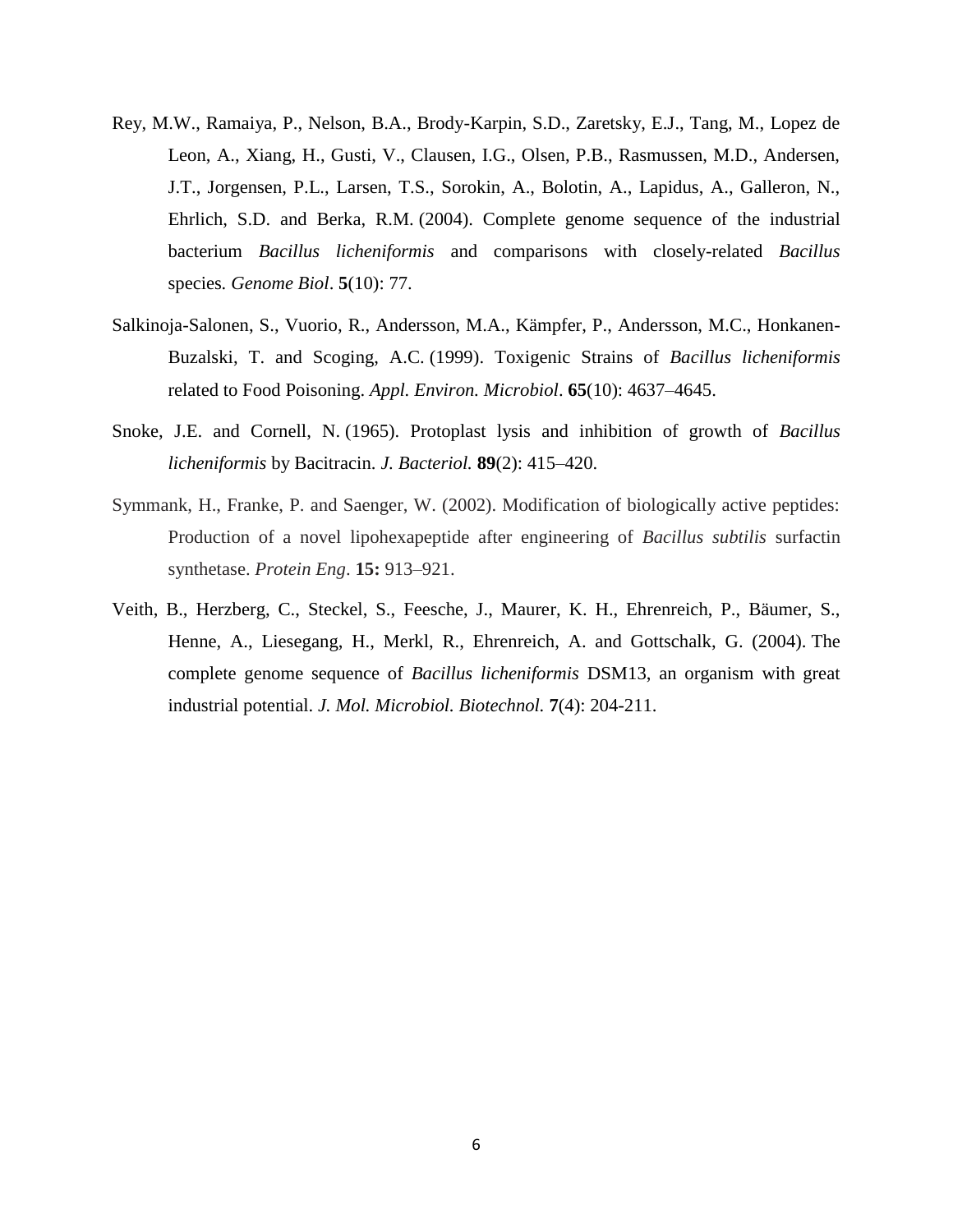Rey, M.W., Ramaiya, P., Nelson, B.A., Brody-Karpin, S.D., Zaretsky, E.J., Tang, M., Lopez de Leon, A., Xiang, H., Gusti, V., Clausen, I.G., Olsen, P.B., Rasmussen, M.D., Andersen, J.T., Jorgensen, P.L., Larsen, T.S., Sorokin, A., Bolotin, A., Lapidus, A., Galleron, N., Ehrlich, S.D. and Berka, R.M. (2004). Complete genome sequence of the industrial bacterium *Bacillus licheniformis* and comparisons with closely-related *Bacillus* species. *Genome Biol*. **5**(10): 77.

Salkinoja-Salonen, S., Vuorio, R., Andersson, M.A., Kämpfer, P., Andersson, M.C., Honkanen-Buzalski, T. and Scoging, A.C. (1999). Toxigenic Strains of *Bacillus licheniformis* related to Food Poisoning. *Appl. Environ. Microbiol*. **65**(10): 4637–4645.

Snoke, J.E. and Cornell, N. (1965). Protoplast lysis and inhibition of growth of *Bacillus licheniformis* by Bacitracin. *J. Bacteriol.* **89**(2): 415–420.

Symmank, H., Franke, P. and Saenger, W. (2002). Modification of biologically active peptides: Production of a novel lipohexapeptide after engineering of *Bacillus subtilis* surfactin synthetase. *Protein Eng*. **15:** 913–921.

Veith, B., Herzberg, C., Steckel, S., Feesche, J., Maurer, K. H., Ehrenreich, P., Bäumer, S., Henne, A., Liesegang, H., Merkl, R., Ehrenreich, A. and Gottschalk, G. (2004). The complete genome sequence of *Bacillus licheniformis* DSM13, an organism with great industrial potential. *J. Mol. Microbiol. Biotechnol.* **7**(4): 204-211.